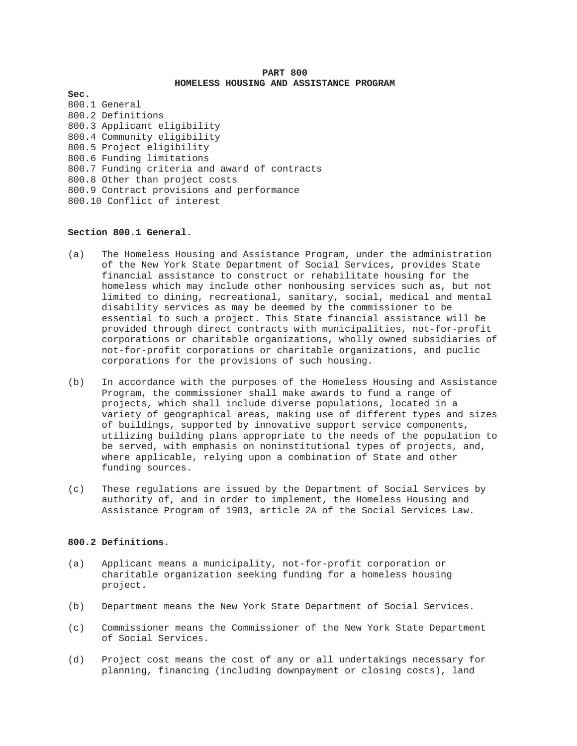# PART 800
## HOMELESS HOUSING AND ASSISTANCE PROGRAM

**Sec.**

800.1 General
800.2 Definitions
800.3 Applicant eligibility
800.4 Community eligibility
800.5 Project eligibility
800.6 Funding limitations
800.7 Funding criteria and award of contracts
800.8 Other than project costs
800.9 Contract provisions and performance
800.10 Conflict of interest

### Section 800.1 General.

(a) The Homeless Housing and Assistance Program, under the administration of the New York State Department of Social Services, provides State financial assistance to construct or rehabilitate housing for the homeless which may include other nonhousing services such as, but not limited to dining, recreational, sanitary, social, medical and mental disability services as may be deemed by the commissioner to be essential to such a project. This State financial assistance will be provided through direct contracts with municipalities, not-for-profit corporations or charitable organizations, wholly owned subsidiaries of not-for-profit corporations or charitable organizations, and puclic corporations for the provisions of such housing.

(b) In accordance with the purposes of the Homeless Housing and Assistance Program, the commissioner shall make awards to fund a range of projects, which shall include diverse populations, located in a variety of geographical areas, making use of different types and sizes of buildings, supported by innovative support service components, utilizing building plans appropriate to the needs of the population to be served, with emphasis on noninstitutional types of projects, and, where applicable, relying upon a combination of State and other funding sources.

(c) These regulations are issued by the Department of Social Services by authority of, and in order to implement, the Homeless Housing and Assistance Program of 1983, article 2A of the Social Services Law.

### 800.2 Definitions.

(a) Applicant means a municipality, not-for-profit corporation or charitable organization seeking funding for a homeless housing project.

(b) Department means the New York State Department of Social Services.

(c) Commissioner means the Commissioner of the New York State Department of Social Services.

(d) Project cost means the cost of any or all undertakings necessary for planning, financing (including downpayment or closing costs), land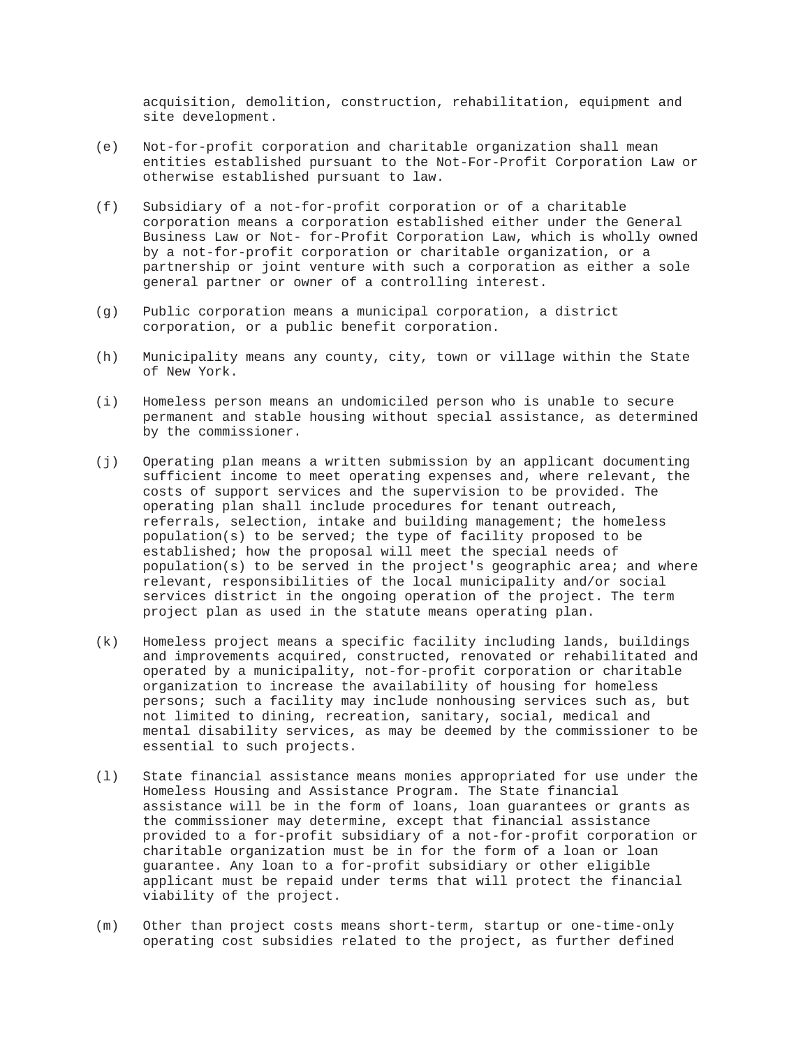acquisition, demolition, construction, rehabilitation, equipment and site development.

(e) Not-for-profit corporation and charitable organization shall mean entities established pursuant to the Not-For-Profit Corporation Law or otherwise established pursuant to law.

(f) Subsidiary of a not-for-profit corporation or of a charitable corporation means a corporation established either under the General Business Law or Not- for-Profit Corporation Law, which is wholly owned by a not-for-profit corporation or charitable organization, or a partnership or joint venture with such a corporation as either a sole general partner or owner of a controlling interest.

(g) Public corporation means a municipal corporation, a district corporation, or a public benefit corporation.

(h) Municipality means any county, city, town or village within the State of New York.

(i) Homeless person means an undomiciled person who is unable to secure permanent and stable housing without special assistance, as determined by the commissioner.

(j) Operating plan means a written submission by an applicant documenting sufficient income to meet operating expenses and, where relevant, the costs of support services and the supervision to be provided. The operating plan shall include procedures for tenant outreach, referrals, selection, intake and building management; the homeless population(s) to be served; the type of facility proposed to be established; how the proposal will meet the special needs of population(s) to be served in the project's geographic area; and where relevant, responsibilities of the local municipality and/or social services district in the ongoing operation of the project. The term project plan as used in the statute means operating plan.

(k) Homeless project means a specific facility including lands, buildings and improvements acquired, constructed, renovated or rehabilitated and operated by a municipality, not-for-profit corporation or charitable organization to increase the availability of housing for homeless persons; such a facility may include nonhousing services such as, but not limited to dining, recreation, sanitary, social, medical and mental disability services, as may be deemed by the commissioner to be essential to such projects.

(l) State financial assistance means monies appropriated for use under the Homeless Housing and Assistance Program. The State financial assistance will be in the form of loans, loan guarantees or grants as the commissioner may determine, except that financial assistance provided to a for-profit subsidiary of a not-for-profit corporation or charitable organization must be in for the form of a loan or loan guarantee. Any loan to a for-profit subsidiary or other eligible applicant must be repaid under terms that will protect the financial viability of the project.

(m) Other than project costs means short-term, startup or one-time-only operating cost subsidies related to the project, as further defined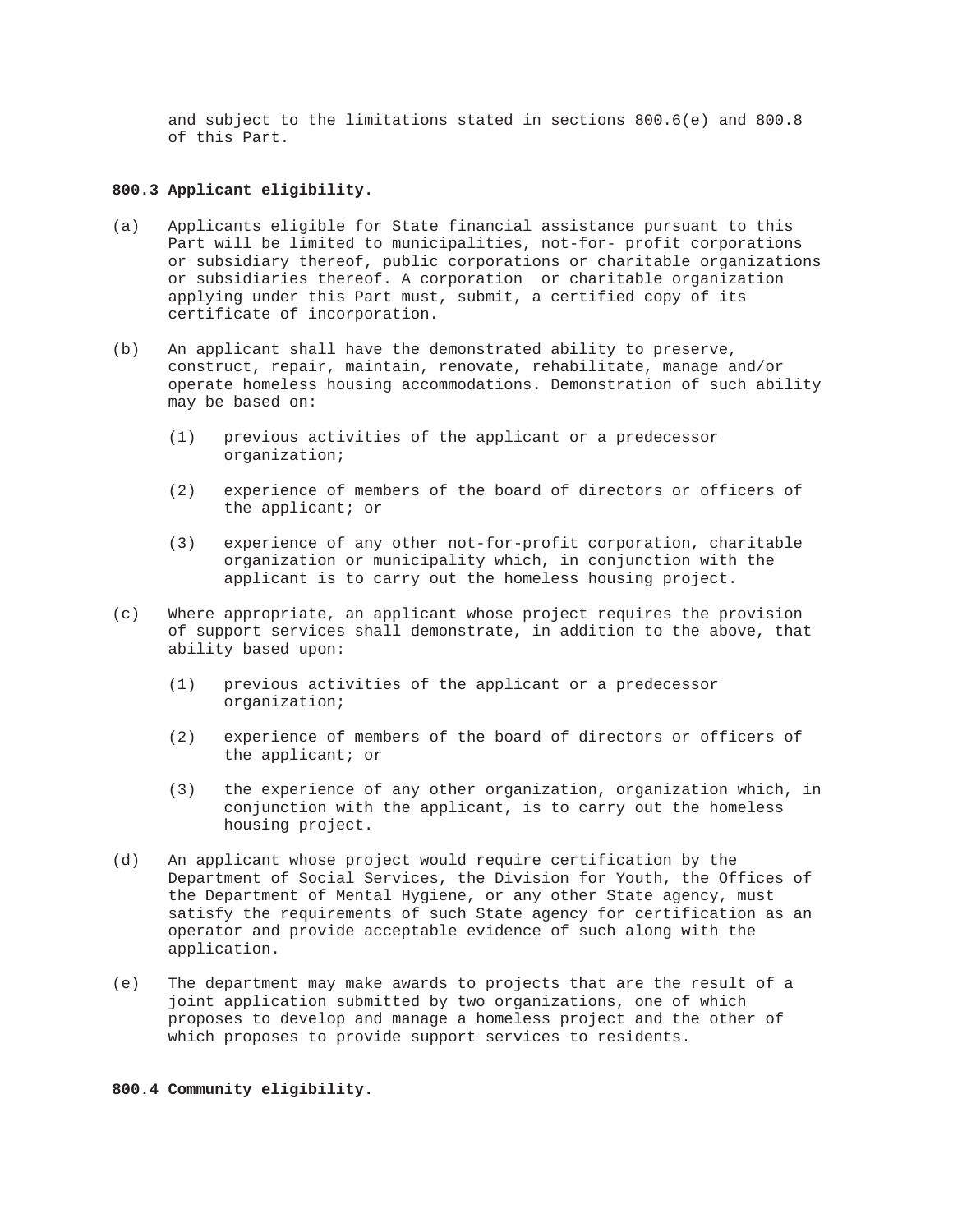and subject to the limitations stated in sections 800.6(e) and 800.8 of this Part.

**800.3 Applicant eligibility.**

(a) Applicants eligible for State financial assistance pursuant to this Part will be limited to municipalities, not-for- profit corporations or subsidiary thereof, public corporations or charitable organizations or subsidiaries thereof. A corporation or charitable organization applying under this Part must, submit, a certified copy of its certificate of incorporation.

(b) An applicant shall have the demonstrated ability to preserve, construct, repair, maintain, renovate, rehabilitate, manage and/or operate homeless housing accommodations. Demonstration of such ability may be based on:

- (1) previous activities of the applicant or a predecessor organization;
- (2) experience of members of the board of directors or officers of the applicant; or
- (3) experience of any other not-for-profit corporation, charitable organization or municipality which, in conjunction with the applicant is to carry out the homeless housing project.

(c) Where appropriate, an applicant whose project requires the provision of support services shall demonstrate, in addition to the above, that ability based upon:

- (1) previous activities of the applicant or a predecessor organization;
- (2) experience of members of the board of directors or officers of the applicant; or
- (3) the experience of any other organization, organization which, in conjunction with the applicant, is to carry out the homeless housing project.

(d) An applicant whose project would require certification by the Department of Social Services, the Division for Youth, the Offices of the Department of Mental Hygiene, or any other State agency, must satisfy the requirements of such State agency for certification as an operator and provide acceptable evidence of such along with the application.

(e) The department may make awards to projects that are the result of a joint application submitted by two organizations, one of which proposes to develop and manage a homeless project and the other of which proposes to provide support services to residents.

**800.4 Community eligibility.**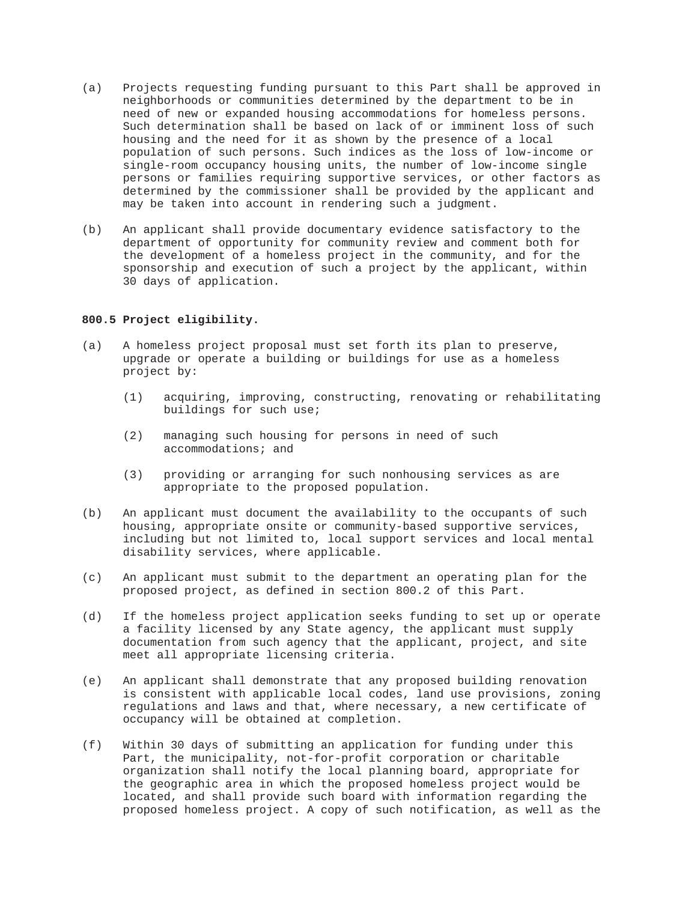(a) Projects requesting funding pursuant to this Part shall be approved in neighborhoods or communities determined by the department to be in need of new or expanded housing accommodations for homeless persons. Such determination shall be based on lack of or imminent loss of such housing and the need for it as shown by the presence of a local population of such persons. Such indices as the loss of low-income or single-room occupancy housing units, the number of low-income single persons or families requiring supportive services, or other factors as determined by the commissioner shall be provided by the applicant and may be taken into account in rendering such a judgment.

(b) An applicant shall provide documentary evidence satisfactory to the department of opportunity for community review and comment both for the development of a homeless project in the community, and for the sponsorship and execution of such a project by the applicant, within 30 days of application.

**800.5 Project eligibility.**

(a) A homeless project proposal must set forth its plan to preserve, upgrade or operate a building or buildings for use as a homeless project by:

  (1) acquiring, improving, constructing, renovating or rehabilitating buildings for such use;

  (2) managing such housing for persons in need of such accommodations; and

  (3) providing or arranging for such nonhousing services as are appropriate to the proposed population.

(b) An applicant must document the availability to the occupants of such housing, appropriate onsite or community-based supportive services, including but not limited to, local support services and local mental disability services, where applicable.

(c) An applicant must submit to the department an operating plan for the proposed project, as defined in section 800.2 of this Part.

(d) If the homeless project application seeks funding to set up or operate a facility licensed by any State agency, the applicant must supply documentation from such agency that the applicant, project, and site meet all appropriate licensing criteria.

(e) An applicant shall demonstrate that any proposed building renovation is consistent with applicable local codes, land use provisions, zoning regulations and laws and that, where necessary, a new certificate of occupancy will be obtained at completion.

(f) Within 30 days of submitting an application for funding under this Part, the municipality, not-for-profit corporation or charitable organization shall notify the local planning board, appropriate for the geographic area in which the proposed homeless project would be located, and shall provide such board with information regarding the proposed homeless project. A copy of such notification, as well as the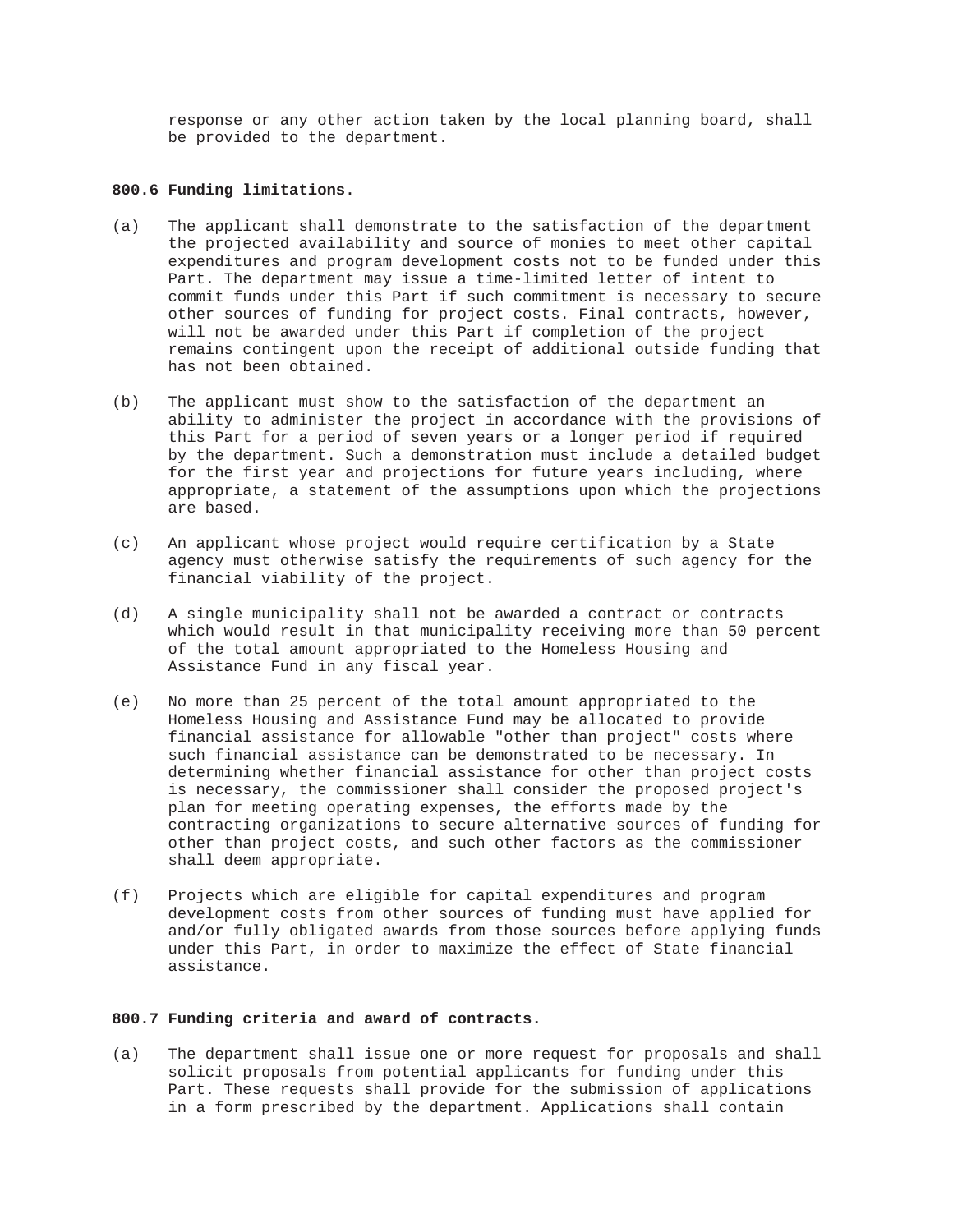response or any other action taken by the local planning board, shall be provided to the department.

**800.6 Funding limitations.**

(a) The applicant shall demonstrate to the satisfaction of the department the projected availability and source of monies to meet other capital expenditures and program development costs not to be funded under this Part. The department may issue a time-limited letter of intent to commit funds under this Part if such commitment is necessary to secure other sources of funding for project costs. Final contracts, however, will not be awarded under this Part if completion of the project remains contingent upon the receipt of additional outside funding that has not been obtained.

(b) The applicant must show to the satisfaction of the department an ability to administer the project in accordance with the provisions of this Part for a period of seven years or a longer period if required by the department. Such a demonstration must include a detailed budget for the first year and projections for future years including, where appropriate, a statement of the assumptions upon which the projections are based.

(c) An applicant whose project would require certification by a State agency must otherwise satisfy the requirements of such agency for the financial viability of the project.

(d) A single municipality shall not be awarded a contract or contracts which would result in that municipality receiving more than 50 percent of the total amount appropriated to the Homeless Housing and Assistance Fund in any fiscal year.

(e) No more than 25 percent of the total amount appropriated to the Homeless Housing and Assistance Fund may be allocated to provide financial assistance for allowable "other than project" costs where such financial assistance can be demonstrated to be necessary. In determining whether financial assistance for other than project costs is necessary, the commissioner shall consider the proposed project's plan for meeting operating expenses, the efforts made by the contracting organizations to secure alternative sources of funding for other than project costs, and such other factors as the commissioner shall deem appropriate.

(f) Projects which are eligible for capital expenditures and program development costs from other sources of funding must have applied for and/or fully obligated awards from those sources before applying funds under this Part, in order to maximize the effect of State financial assistance.

**800.7 Funding criteria and award of contracts.**

(a) The department shall issue one or more request for proposals and shall solicit proposals from potential applicants for funding under this Part. These requests shall provide for the submission of applications in a form prescribed by the department. Applications shall contain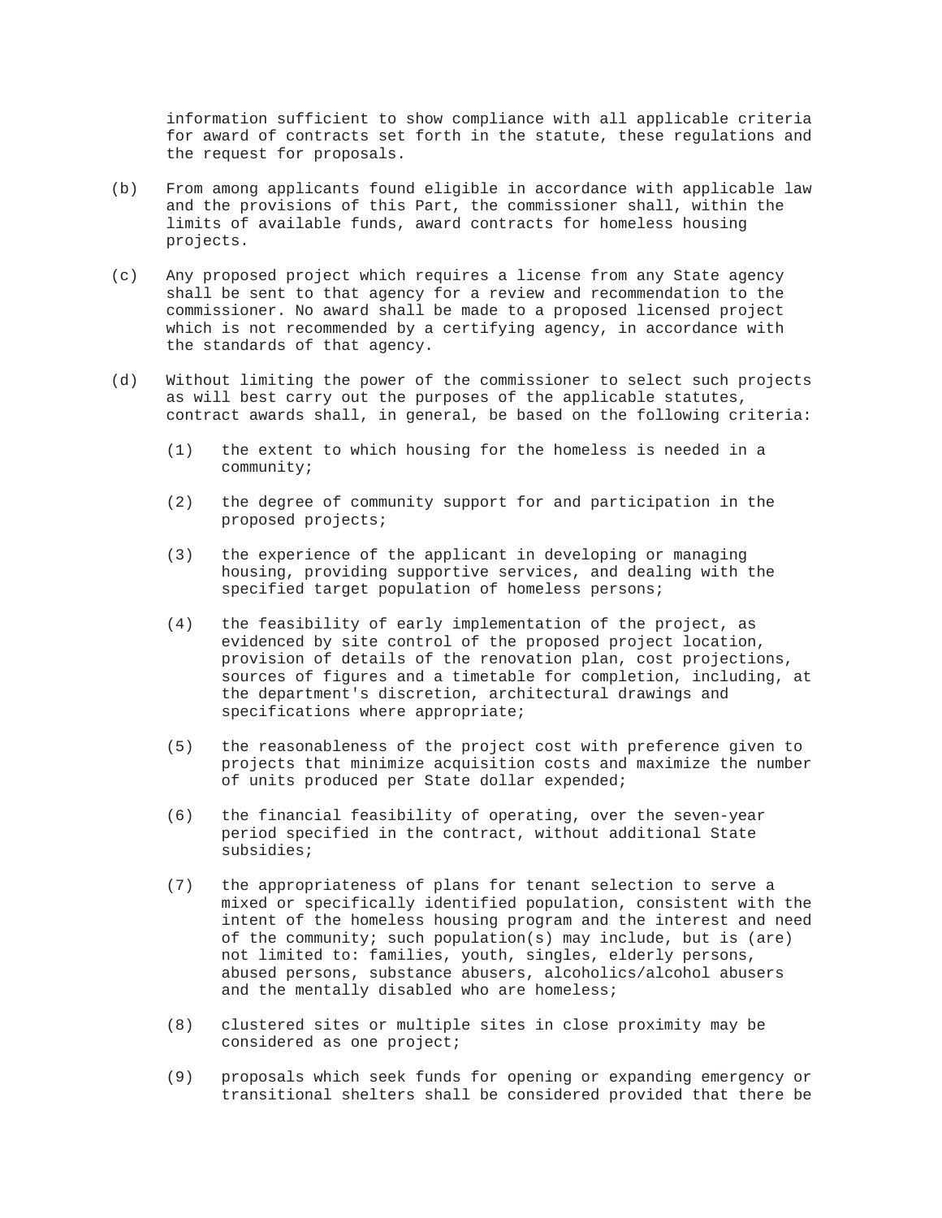information sufficient to show compliance with all applicable criteria for award of contracts set forth in the statute, these regulations and the request for proposals.

(b) From among applicants found eligible in accordance with applicable law and the provisions of this Part, the commissioner shall, within the limits of available funds, award contracts for homeless housing projects.

(c) Any proposed project which requires a license from any State agency shall be sent to that agency for a review and recommendation to the commissioner. No award shall be made to a proposed licensed project which is not recommended by a certifying agency, in accordance with the standards of that agency.

(d) Without limiting the power of the commissioner to select such projects as will best carry out the purposes of the applicable statutes, contract awards shall, in general, be based on the following criteria:

(1) the extent to which housing for the homeless is needed in a community;

(2) the degree of community support for and participation in the proposed projects;

(3) the experience of the applicant in developing or managing housing, providing supportive services, and dealing with the specified target population of homeless persons;

(4) the feasibility of early implementation of the project, as evidenced by site control of the proposed project location, provision of details of the renovation plan, cost projections, sources of figures and a timetable for completion, including, at the department's discretion, architectural drawings and specifications where appropriate;

(5) the reasonableness of the project cost with preference given to projects that minimize acquisition costs and maximize the number of units produced per State dollar expended;

(6) the financial feasibility of operating, over the seven-year period specified in the contract, without additional State subsidies;

(7) the appropriateness of plans for tenant selection to serve a mixed or specifically identified population, consistent with the intent of the homeless housing program and the interest and need of the community; such population(s) may include, but is (are) not limited to: families, youth, singles, elderly persons, abused persons, substance abusers, alcoholics/alcohol abusers and the mentally disabled who are homeless;

(8) clustered sites or multiple sites in close proximity may be considered as one project;

(9) proposals which seek funds for opening or expanding emergency or transitional shelters shall be considered provided that there be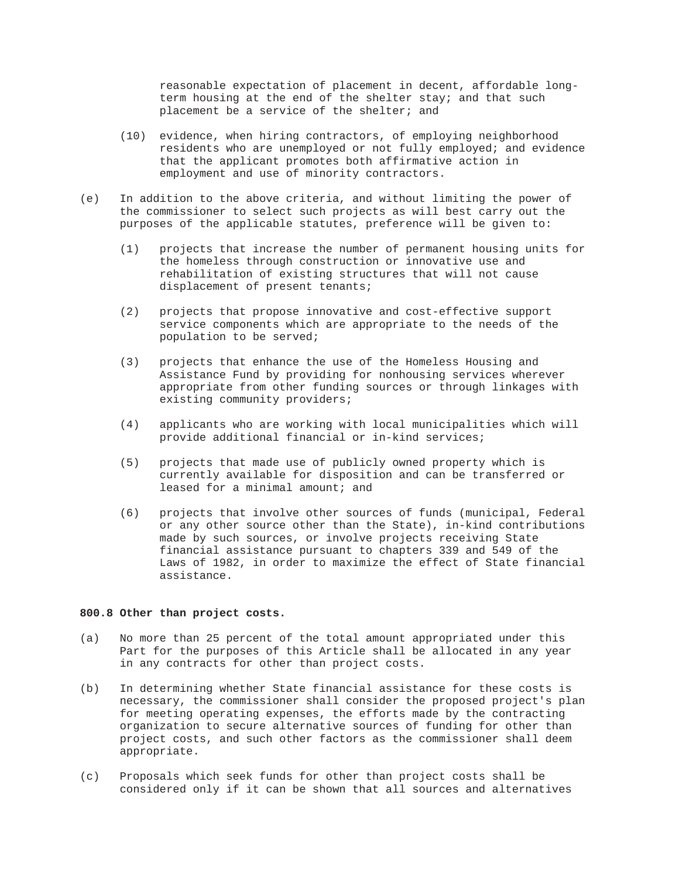reasonable expectation of placement in decent, affordable long-term housing at the end of the shelter stay; and that such placement be a service of the shelter; and

(10) evidence, when hiring contractors, of employing neighborhood residents who are unemployed or not fully employed; and evidence that the applicant promotes both affirmative action in employment and use of minority contractors.

(e) In addition to the above criteria, and without limiting the power of the commissioner to select such projects as will best carry out the purposes of the applicable statutes, preference will be given to:

(1) projects that increase the number of permanent housing units for the homeless through construction or innovative use and rehabilitation of existing structures that will not cause displacement of present tenants;

(2) projects that propose innovative and cost-effective support service components which are appropriate to the needs of the population to be served;

(3) projects that enhance the use of the Homeless Housing and Assistance Fund by providing for nonhousing services wherever appropriate from other funding sources or through linkages with existing community providers;

(4) applicants who are working with local municipalities which will provide additional financial or in-kind services;

(5) projects that made use of publicly owned property which is currently available for disposition and can be transferred or leased for a minimal amount; and

(6) projects that involve other sources of funds (municipal, Federal or any other source other than the State), in-kind contributions made by such sources, or involve projects receiving State financial assistance pursuant to chapters 339 and 549 of the Laws of 1982, in order to maximize the effect of State financial assistance.

**800.8 Other than project costs.**

(a) No more than 25 percent of the total amount appropriated under this Part for the purposes of this Article shall be allocated in any year in any contracts for other than project costs.

(b) In determining whether State financial assistance for these costs is necessary, the commissioner shall consider the proposed project's plan for meeting operating expenses, the efforts made by the contracting organization to secure alternative sources of funding for other than project costs, and such other factors as the commissioner shall deem appropriate.

(c) Proposals which seek funds for other than project costs shall be considered only if it can be shown that all sources and alternatives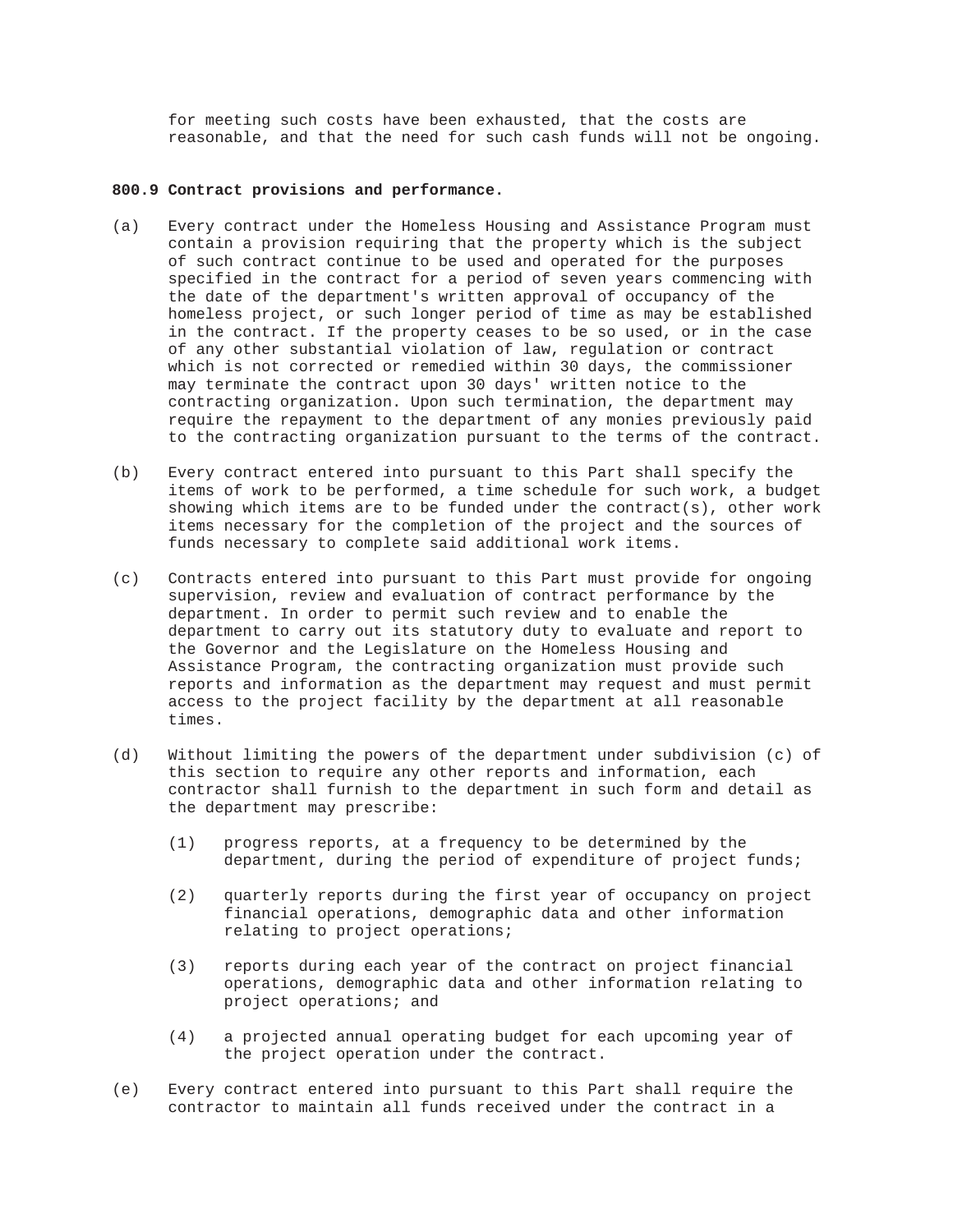for meeting such costs have been exhausted, that the costs are reasonable, and that the need for such cash funds will not be ongoing.

**800.9 Contract provisions and performance.**

(a) Every contract under the Homeless Housing and Assistance Program must contain a provision requiring that the property which is the subject of such contract continue to be used and operated for the purposes specified in the contract for a period of seven years commencing with the date of the department's written approval of occupancy of the homeless project, or such longer period of time as may be established in the contract. If the property ceases to be so used, or in the case of any other substantial violation of law, regulation or contract which is not corrected or remedied within 30 days, the commissioner may terminate the contract upon 30 days' written notice to the contracting organization. Upon such termination, the department may require the repayment to the department of any monies previously paid to the contracting organization pursuant to the terms of the contract.

(b) Every contract entered into pursuant to this Part shall specify the items of work to be performed, a time schedule for such work, a budget showing which items are to be funded under the contract(s), other work items necessary for the completion of the project and the sources of funds necessary to complete said additional work items.

(c) Contracts entered into pursuant to this Part must provide for ongoing supervision, review and evaluation of contract performance by the department. In order to permit such review and to enable the department to carry out its statutory duty to evaluate and report to the Governor and the Legislature on the Homeless Housing and Assistance Program, the contracting organization must provide such reports and information as the department may request and must permit access to the project facility by the department at all reasonable times.

(d) Without limiting the powers of the department under subdivision (c) of this section to require any other reports and information, each contractor shall furnish to the department in such form and detail as the department may prescribe:

  (1) progress reports, at a frequency to be determined by the department, during the period of expenditure of project funds;

  (2) quarterly reports during the first year of occupancy on project financial operations, demographic data and other information relating to project operations;

  (3) reports during each year of the contract on project financial operations, demographic data and other information relating to project operations; and

  (4) a projected annual operating budget for each upcoming year of the project operation under the contract.

(e) Every contract entered into pursuant to this Part shall require the contractor to maintain all funds received under the contract in a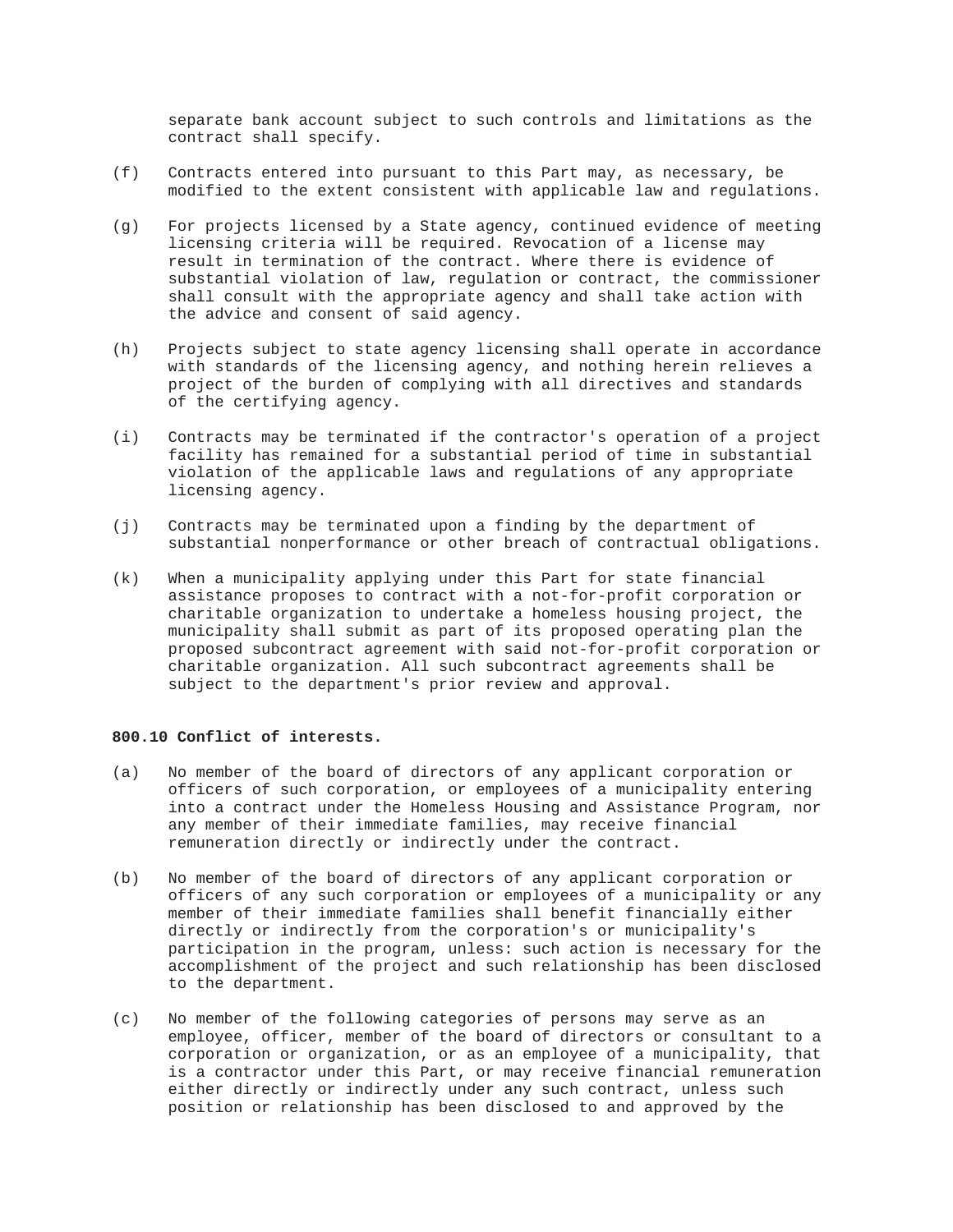separate bank account subject to such controls and limitations as the contract shall specify.

(f) Contracts entered into pursuant to this Part may, as necessary, be modified to the extent consistent with applicable law and regulations.

(g) For projects licensed by a State agency, continued evidence of meeting licensing criteria will be required. Revocation of a license may result in termination of the contract. Where there is evidence of substantial violation of law, regulation or contract, the commissioner shall consult with the appropriate agency and shall take action with the advice and consent of said agency.

(h) Projects subject to state agency licensing shall operate in accordance with standards of the licensing agency, and nothing herein relieves a project of the burden of complying with all directives and standards of the certifying agency.

(i) Contracts may be terminated if the contractor's operation of a project facility has remained for a substantial period of time in substantial violation of the applicable laws and regulations of any appropriate licensing agency.

(j) Contracts may be terminated upon a finding by the department of substantial nonperformance or other breach of contractual obligations.

(k) When a municipality applying under this Part for state financial assistance proposes to contract with a not-for-profit corporation or charitable organization to undertake a homeless housing project, the municipality shall submit as part of its proposed operating plan the proposed subcontract agreement with said not-for-profit corporation or charitable organization. All such subcontract agreements shall be subject to the department's prior review and approval.

**800.10 Conflict of interests.**

(a) No member of the board of directors of any applicant corporation or officers of such corporation, or employees of a municipality entering into a contract under the Homeless Housing and Assistance Program, nor any member of their immediate families, may receive financial remuneration directly or indirectly under the contract.

(b) No member of the board of directors of any applicant corporation or officers of any such corporation or employees of a municipality or any member of their immediate families shall benefit financially either directly or indirectly from the corporation's or municipality's participation in the program, unless: such action is necessary for the accomplishment of the project and such relationship has been disclosed to the department.

(c) No member of the following categories of persons may serve as an employee, officer, member of the board of directors or consultant to a corporation or organization, or as an employee of a municipality, that is a contractor under this Part, or may receive financial remuneration either directly or indirectly under any such contract, unless such position or relationship has been disclosed to and approved by the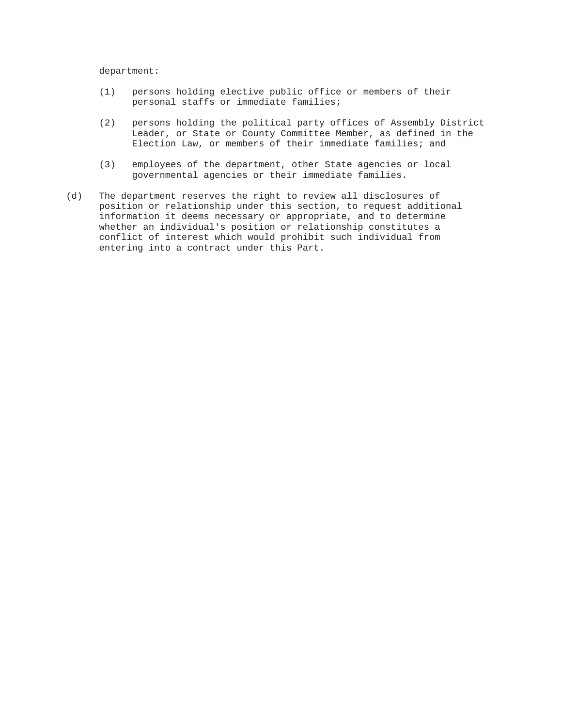department:

(1) persons holding elective public office or members of their personal staffs or immediate families;

(2) persons holding the political party offices of Assembly District Leader, or State or County Committee Member, as defined in the Election Law, or members of their immediate families; and

(3) employees of the department, other State agencies or local governmental agencies or their immediate families.

(d) The department reserves the right to review all disclosures of position or relationship under this section, to request additional information it deems necessary or appropriate, and to determine whether an individual's position or relationship constitutes a conflict of interest which would prohibit such individual from entering into a contract under this Part.